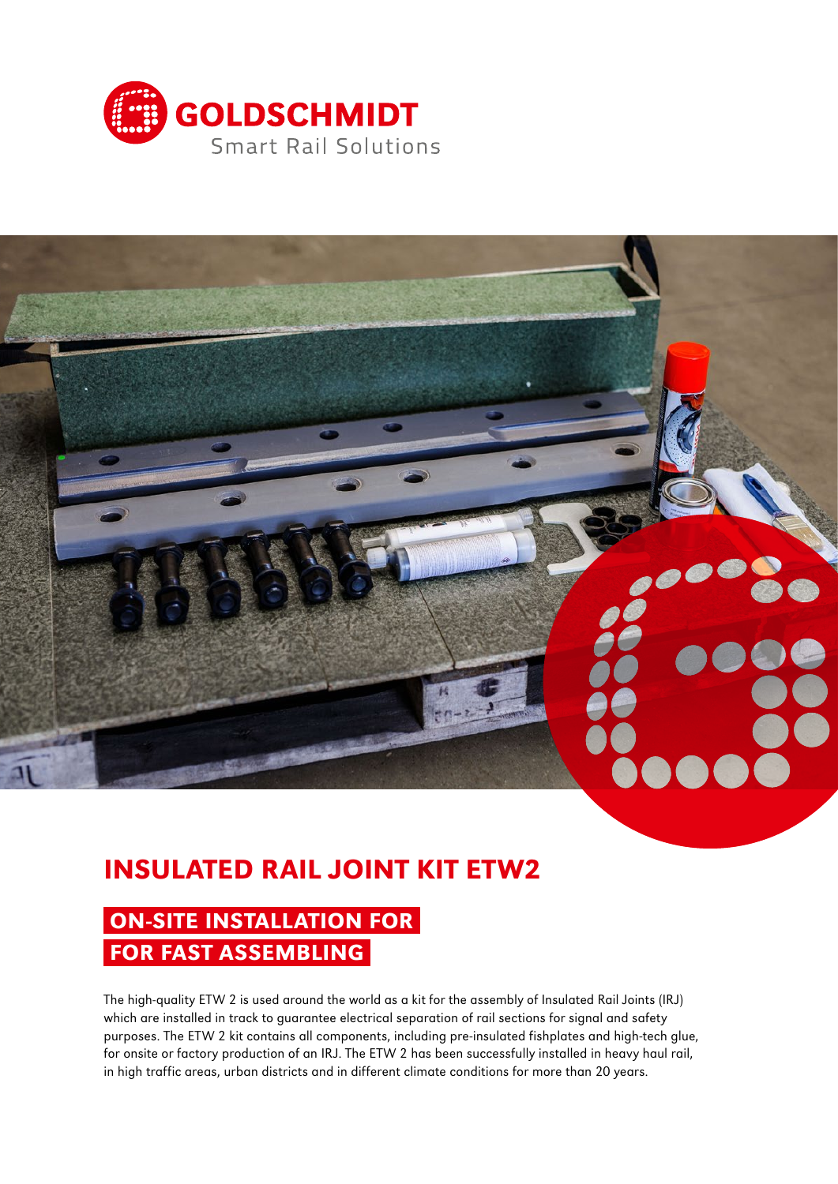GOLDSCHMIDT

Smart Rail Solutions

# INSULATED RAIL JOINT KIT ETW2

## ON-SITE INSTALLATION FOR FOR FAST ASSEMBLING

The high-quality ETW 2 is used around the world as a kit for the assembly of Insulated Rail Joints (IRJ) which are installed in track to guarantee electrical separation of rail sections for signal and safety purposes. The ETW 2 kit contains all components, including pre-insulated fishplates and high-tech glue, for onsite or factory production of an IRJ. The ETW 2 has been successfully installed in heavy haul rail, in high traffic areas, urban districts and in different climate conditions for more than 20 years.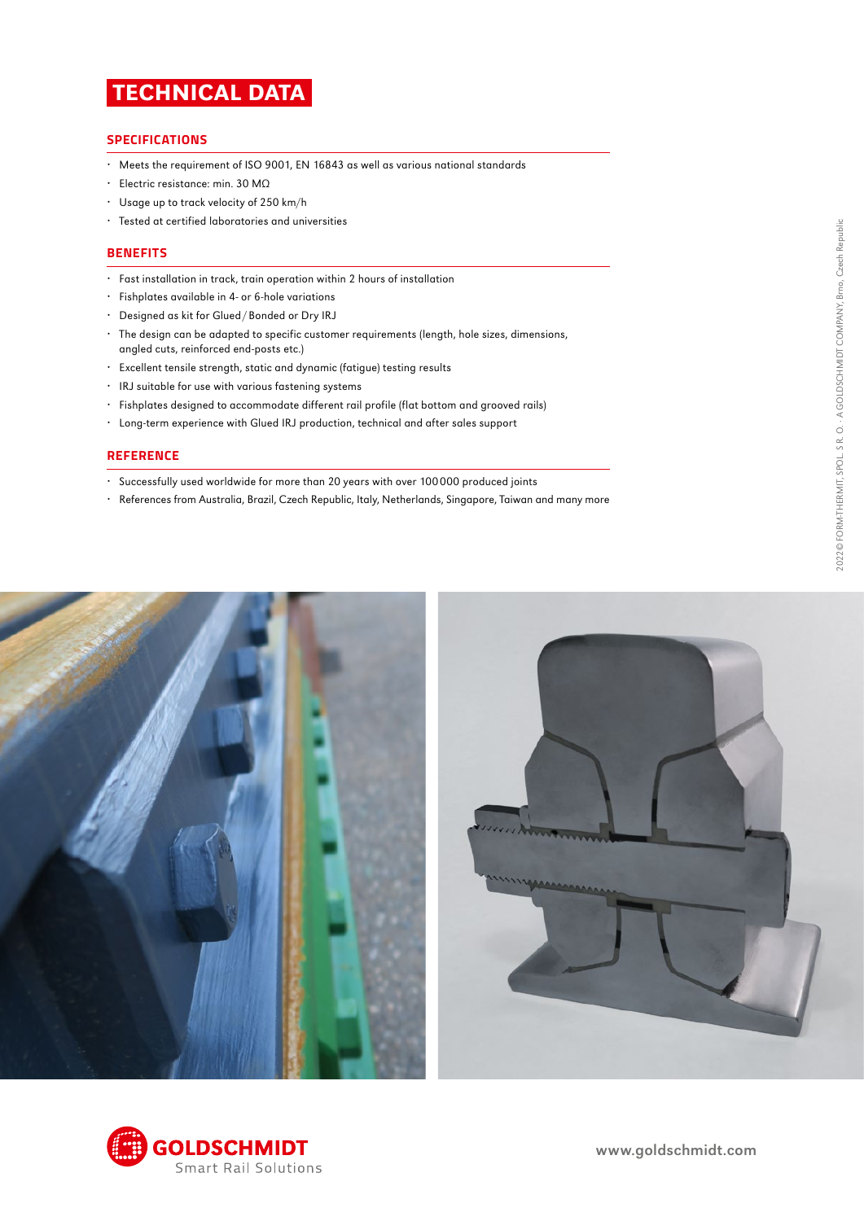# TECHNICAL DATA

## SPECIFICATIONS

- Meets the requirement of ISO 9001, EN 16843 as well as various national standards
- Electric resistance: min. 30 MΩ
- Usage up to track velocity of 250 km/h
- Tested at certified laboratories and universities

## BENEFITS

- Fast installation in track, train operation within 2 hours of installation
- Fishplates available in 4- or 6-hole variations
- Designed as kit for Glued / Bonded or Dry IRJ
- The design can be adapted to specific customer requirements (length, hole sizes, dimensions, angled cuts, reinforced end-posts etc.)
- Excellent tensile strength, static and dynamic (fatigue) testing results
- IRJ suitable for use with various fastening systems
- Fishplates designed to accommodate different rail profile (flat bottom and grooved rails)
- Long-term experience with Glued IRJ production, technical and after sales support

## REFERENCE

- Successfully used worldwide for more than 20 years with over 100 000 produced joints
- References from Australia, Brazil, Czech Republic, Italy, Netherlands, Singapore, Taiwan and many more

2022 © FORM-THERMIT, SPOL. S R. O. · A GOLDSCHMIDT COMPANY, Brno, Czech Republic

GOLDSCHMIDT
Smart Rail Solutions

www.goldschmidt.com